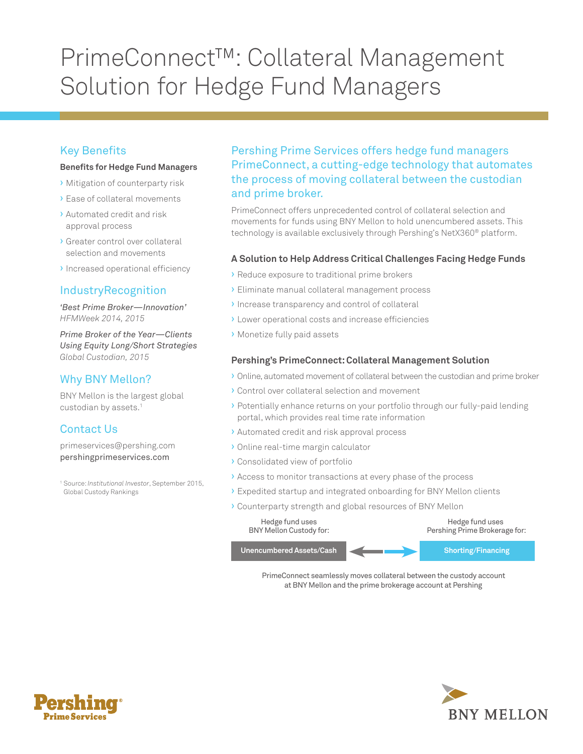# PrimeConnect™: Collateral Management Solution for Hedge Fund Managers

## Key Benefits

**Benefits for Hedge Fund Managers**

- Mitigation of counterparty risk
- Ease of collateral movements
- Automated credit and risk approval process
- Greater control over collateral selection and movements
- Increased operational efficiency

## IndustryRecognition

*'Best Prime Broker—Innovation'*
*HFMWeek 2014, 2015*

*Prime Broker of the Year—Clients Using Equity Long/Short Strategies*
*Global Custodian, 2015*

## Why BNY Mellon?

BNY Mellon is the largest global custodian by assets.[1]

## Contact Us

primeservices@pershing.com
pershingprimeservices.com

[1] Source: *Institutional Investor*, September 2015, Global Custody Rankings

## Pershing Prime Services offers hedge fund managers PrimeConnect, a cutting-edge technology that automates the process of moving collateral between the custodian and prime broker.

PrimeConnect offers unprecedented control of collateral selection and movements for funds using BNY Mellon to hold unencumbered assets. This technology is available exclusively through Pershing's NetX360® platform.

### A Solution to Help Address Critical Challenges Facing Hedge Funds

- Reduce exposure to traditional prime brokers
- Eliminate manual collateral management process
- Increase transparency and control of collateral
- Lower operational costs and increase efficiencies
- Monetize fully paid assets

### Pershing's PrimeConnect: Collateral Management Solution

- Online, automated movement of collateral between the custodian and prime broker
- Control over collateral selection and movement
- Potentially enhance returns on your portfolio through our fully-paid lending portal, which provides real time rate information
- Automated credit and risk approval process
- Online real-time margin calculator
- Consolidated view of portfolio
- Access to monitor transactions at every phase of the process
- Expedited startup and integrated onboarding for BNY Mellon clients
- Counterparty strength and global resources of BNY Mellon

Hedge fund uses BNY Mellon Custody for: **Unencumbered Assets/Cash** ⟷ Hedge fund uses Pershing Prime Brokerage for: **Shorting/Financing**

PrimeConnect seamlessly moves collateral between the custody account at BNY Mellon and the prime brokerage account at Pershing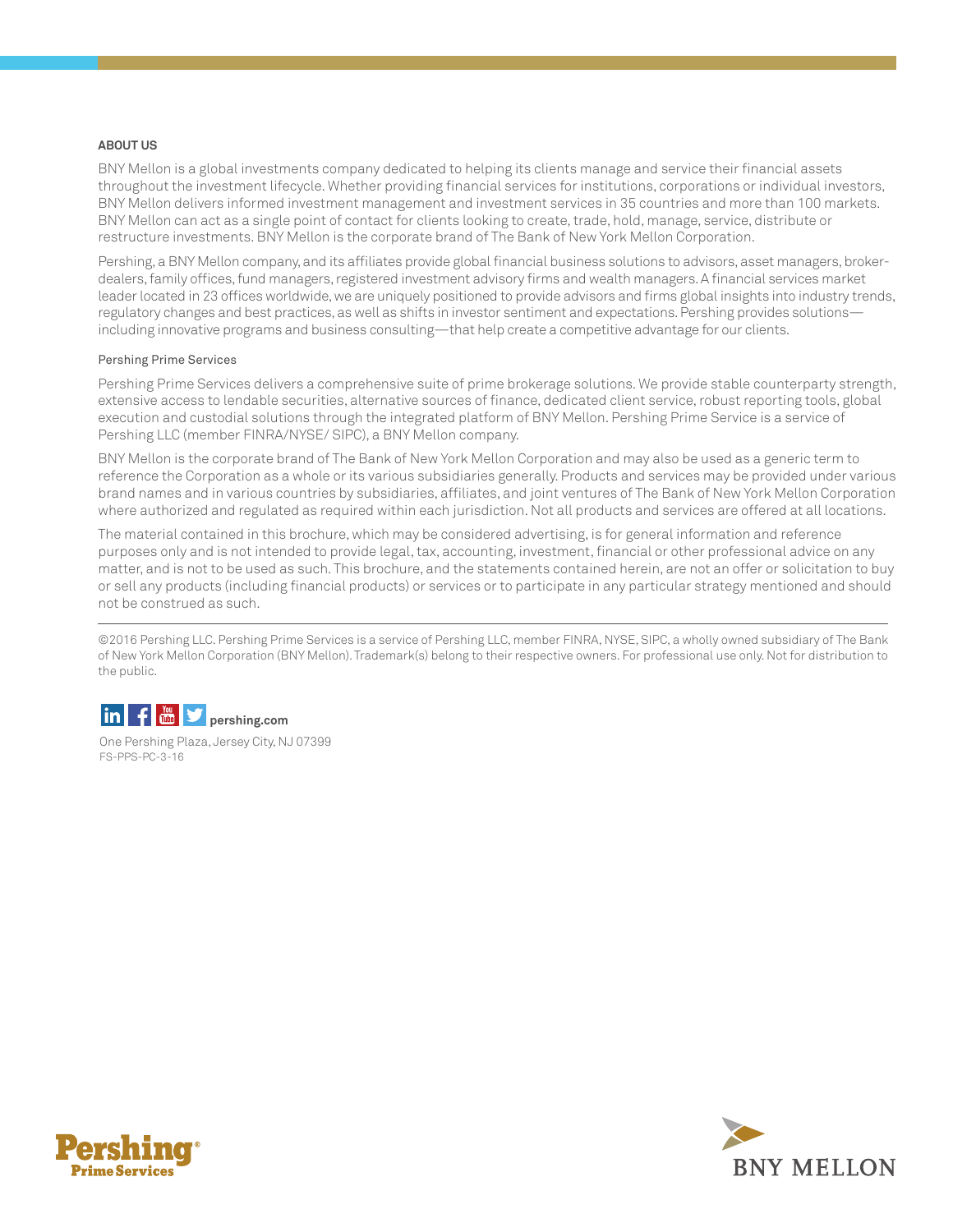**ABOUT US**

BNY Mellon is a global investments company dedicated to helping its clients manage and service their financial assets throughout the investment lifecycle. Whether providing financial services for institutions, corporations or individual investors, BNY Mellon delivers informed investment management and investment services in 35 countries and more than 100 markets. BNY Mellon can act as a single point of contact for clients looking to create, trade, hold, manage, service, distribute or restructure investments. BNY Mellon is the corporate brand of The Bank of New York Mellon Corporation.

Pershing, a BNY Mellon company, and its affiliates provide global financial business solutions to advisors, asset managers, broker-dealers, family offices, fund managers, registered investment advisory firms and wealth managers. A financial services market leader located in 23 offices worldwide, we are uniquely positioned to provide advisors and firms global insights into industry trends, regulatory changes and best practices, as well as shifts in investor sentiment and expectations. Pershing provides solutions—including innovative programs and business consulting—that help create a competitive advantage for our clients.

Pershing Prime Services

Pershing Prime Services delivers a comprehensive suite of prime brokerage solutions. We provide stable counterparty strength, extensive access to lendable securities, alternative sources of finance, dedicated client service, robust reporting tools, global execution and custodial solutions through the integrated platform of BNY Mellon. Pershing Prime Service is a service of Pershing LLC (member FINRA/NYSE/ SIPC), a BNY Mellon company.

BNY Mellon is the corporate brand of The Bank of New York Mellon Corporation and may also be used as a generic term to reference the Corporation as a whole or its various subsidiaries generally. Products and services may be provided under various brand names and in various countries by subsidiaries, affiliates, and joint ventures of The Bank of New York Mellon Corporation where authorized and regulated as required within each jurisdiction. Not all products and services are offered at all locations.

The material contained in this brochure, which may be considered advertising, is for general information and reference purposes only and is not intended to provide legal, tax, accounting, investment, financial or other professional advice on any matter, and is not to be used as such. This brochure, and the statements contained herein, are not an offer or solicitation to buy or sell any products (including financial products) or services or to participate in any particular strategy mentioned and should not be construed as such.

---

©2016 Pershing LLC. Pershing Prime Services is a service of Pershing LLC, member FINRA, NYSE, SIPC, a wholly owned subsidiary of The Bank of New York Mellon Corporation (BNY Mellon). Trademark(s) belong to their respective owners. For professional use only. Not for distribution to the public.

**pershing.com**

One Pershing Plaza, Jersey City, NJ 07399
FS-PPS-PC-3-16

Pershing® Prime Services

BNY MELLON